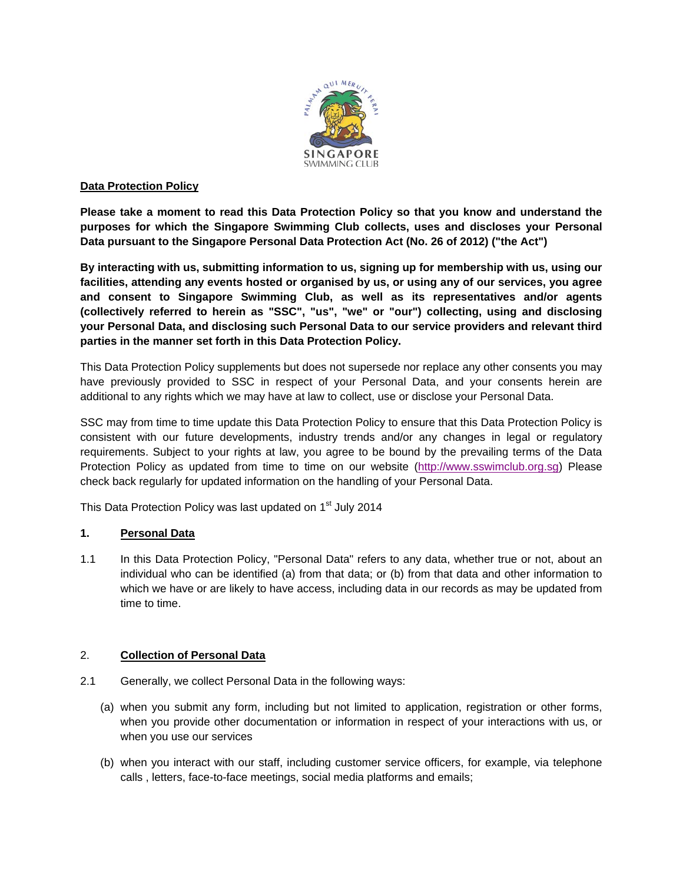**Data Protection Policy**

**Please take a moment to read this Data Protection Policy so that you know and understand the purposes for which the Singapore Swimming Club collects, uses and discloses your Personal Data pursuant to the Singapore Personal Data Protection Act (No. 26 of 2012) ("the Act")**

**By interacting with us, submitting information to us, signing up for membership with us, using our facilities, attending any events hosted or organised by us, or using any of our services, you agree and consent to Singapore Swimming Club, as well as its representatives and/or agents (collectively referred to herein as "SSC", "us", "we" or "our") collecting, using and disclosing your Personal Data, and disclosing such Personal Data to our service providers and relevant third parties in the manner set forth in this Data Protection Policy.**

This Data Protection Policy supplements but does not supersede nor replace any other consents you may have previously provided to SSC in respect of your Personal Data, and your consents herein are additional to any rights which we may have at law to collect, use or disclose your Personal Data.

SSC may from time to time update this Data Protection Policy to ensure that this Data Protection Policy is consistent with our future developments, industry trends and/or any changes in legal or regulatory requirements. Subject to your rights at law, you agree to be bound by the prevailing terms of the Data Protection Policy as updated from time to time on our website (http://www.sswimclub.org.sg) Please check back regularly for updated information on the handling of your Personal Data.

This Data Protection Policy was last updated on 1st July 2014

**1. Personal Data**

1.1 In this Data Protection Policy, "Personal Data" refers to any data, whether true or not, about an individual who can be identified (a) from that data; or (b) from that data and other information to which we have or are likely to have access, including data in our records as may be updated from time to time.

2. **Collection of Personal Data**

2.1 Generally, we collect Personal Data in the following ways:

(a) when you submit any form, including but not limited to application, registration or other forms, when you provide other documentation or information in respect of your interactions with us, or when you use our services

(b) when you interact with our staff, including customer service officers, for example, via telephone calls , letters, face-to-face meetings, social media platforms and emails;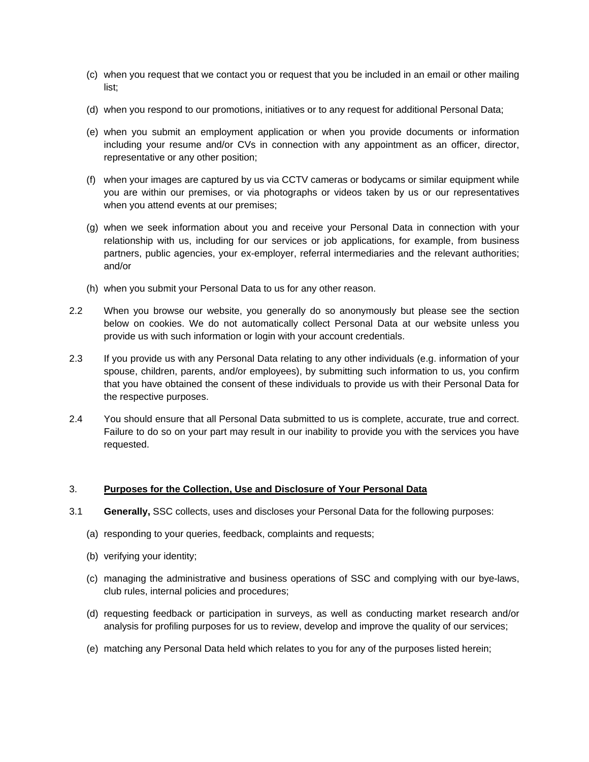(c) when you request that we contact you or request that you be included in an email or other mailing list;

(d) when you respond to our promotions, initiatives or to any request for additional Personal Data;

(e) when you submit an employment application or when you provide documents or information including your resume and/or CVs in connection with any appointment as an officer, director, representative or any other position;

(f) when your images are captured by us via CCTV cameras or bodycams or similar equipment while you are within our premises, or via photographs or videos taken by us or our representatives when you attend events at our premises;

(g) when we seek information about you and receive your Personal Data in connection with your relationship with us, including for our services or job applications, for example, from business partners, public agencies, your ex-employer, referral intermediaries and the relevant authorities; and/or

(h) when you submit your Personal Data to us for any other reason.

2.2 When you browse our website, you generally do so anonymously but please see the section below on cookies. We do not automatically collect Personal Data at our website unless you provide us with such information or login with your account credentials.

2.3 If you provide us with any Personal Data relating to any other individuals (e.g. information of your spouse, children, parents, and/or employees), by submitting such information to us, you confirm that you have obtained the consent of these individuals to provide us with their Personal Data for the respective purposes.

2.4 You should ensure that all Personal Data submitted to us is complete, accurate, true and correct. Failure to do so on your part may result in our inability to provide you with the services you have requested.

3. **<u>Purposes for the Collection, Use and Disclosure of Your Personal Data</u>**

3.1 **Generally,** SSC collects, uses and discloses your Personal Data for the following purposes:

(a) responding to your queries, feedback, complaints and requests;

(b) verifying your identity;

(c) managing the administrative and business operations of SSC and complying with our bye-laws, club rules, internal policies and procedures;

(d) requesting feedback or participation in surveys, as well as conducting market research and/or analysis for profiling purposes for us to review, develop and improve the quality of our services;

(e) matching any Personal Data held which relates to you for any of the purposes listed herein;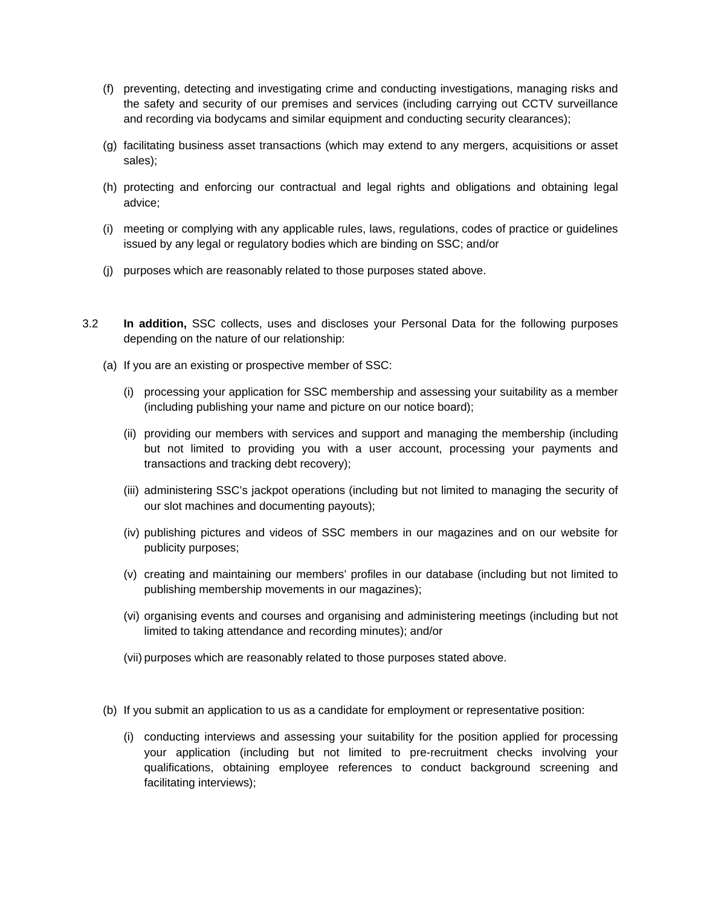(f) preventing, detecting and investigating crime and conducting investigations, managing risks and the safety and security of our premises and services (including carrying out CCTV surveillance and recording via bodycams and similar equipment and conducting security clearances);

(g) facilitating business asset transactions (which may extend to any mergers, acquisitions or asset sales);

(h) protecting and enforcing our contractual and legal rights and obligations and obtaining legal advice;

(i) meeting or complying with any applicable rules, laws, regulations, codes of practice or guidelines issued by any legal or regulatory bodies which are binding on SSC; and/or

(j) purposes which are reasonably related to those purposes stated above.

3.2 **In addition,** SSC collects, uses and discloses your Personal Data for the following purposes depending on the nature of our relationship:

(a) If you are an existing or prospective member of SSC:

(i) processing your application for SSC membership and assessing your suitability as a member (including publishing your name and picture on our notice board);

(ii) providing our members with services and support and managing the membership (including but not limited to providing you with a user account, processing your payments and transactions and tracking debt recovery);

(iii) administering SSC's jackpot operations (including but not limited to managing the security of our slot machines and documenting payouts);

(iv) publishing pictures and videos of SSC members in our magazines and on our website for publicity purposes;

(v) creating and maintaining our members' profiles in our database (including but not limited to publishing membership movements in our magazines);

(vi) organising events and courses and organising and administering meetings (including but not limited to taking attendance and recording minutes); and/or

(vii) purposes which are reasonably related to those purposes stated above.

(b) If you submit an application to us as a candidate for employment or representative position:

(i) conducting interviews and assessing your suitability for the position applied for processing your application (including but not limited to pre-recruitment checks involving your qualifications, obtaining employee references to conduct background screening and facilitating interviews);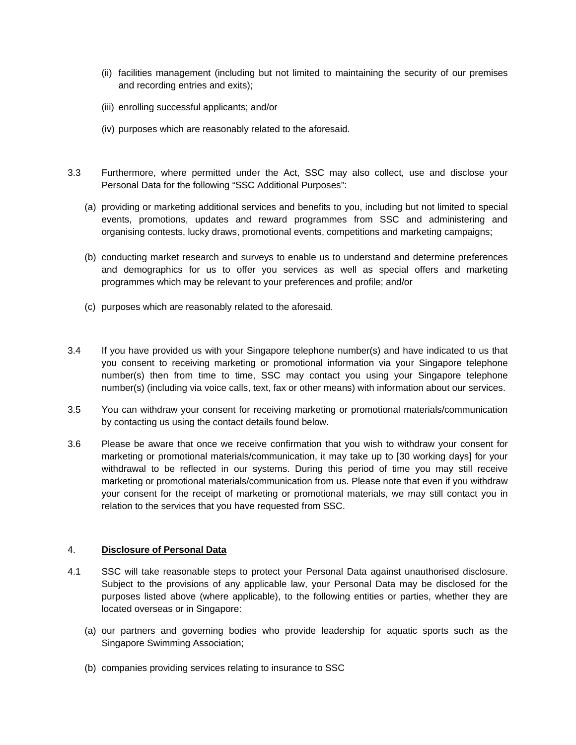(ii) facilities management (including but not limited to maintaining the security of our premises and recording entries and exits);

(iii) enrolling successful applicants; and/or

(iv) purposes which are reasonably related to the aforesaid.

3.3 Furthermore, where permitted under the Act, SSC may also collect, use and disclose your Personal Data for the following "SSC Additional Purposes":

(a) providing or marketing additional services and benefits to you, including but not limited to special events, promotions, updates and reward programmes from SSC and administering and organising contests, lucky draws, promotional events, competitions and marketing campaigns;

(b) conducting market research and surveys to enable us to understand and determine preferences and demographics for us to offer you services as well as special offers and marketing programmes which may be relevant to your preferences and profile; and/or

(c) purposes which are reasonably related to the aforesaid.

3.4 If you have provided us with your Singapore telephone number(s) and have indicated to us that you consent to receiving marketing or promotional information via your Singapore telephone number(s) then from time to time, SSC may contact you using your Singapore telephone number(s) (including via voice calls, text, fax or other means) with information about our services.

3.5 You can withdraw your consent for receiving marketing or promotional materials/communication by contacting us using the contact details found below.

3.6 Please be aware that once we receive confirmation that you wish to withdraw your consent for marketing or promotional materials/communication, it may take up to [30 working days] for your withdrawal to be reflected in our systems. During this period of time you may still receive marketing or promotional materials/communication from us. Please note that even if you withdraw your consent for the receipt of marketing or promotional materials, we may still contact you in relation to the services that you have requested from SSC.

## 4. <u>Disclosure of Personal Data</u>

4.1 SSC will take reasonable steps to protect your Personal Data against unauthorised disclosure. Subject to the provisions of any applicable law, your Personal Data may be disclosed for the purposes listed above (where applicable), to the following entities or parties, whether they are located overseas or in Singapore:

(a) our partners and governing bodies who provide leadership for aquatic sports such as the Singapore Swimming Association;

(b) companies providing services relating to insurance to SSC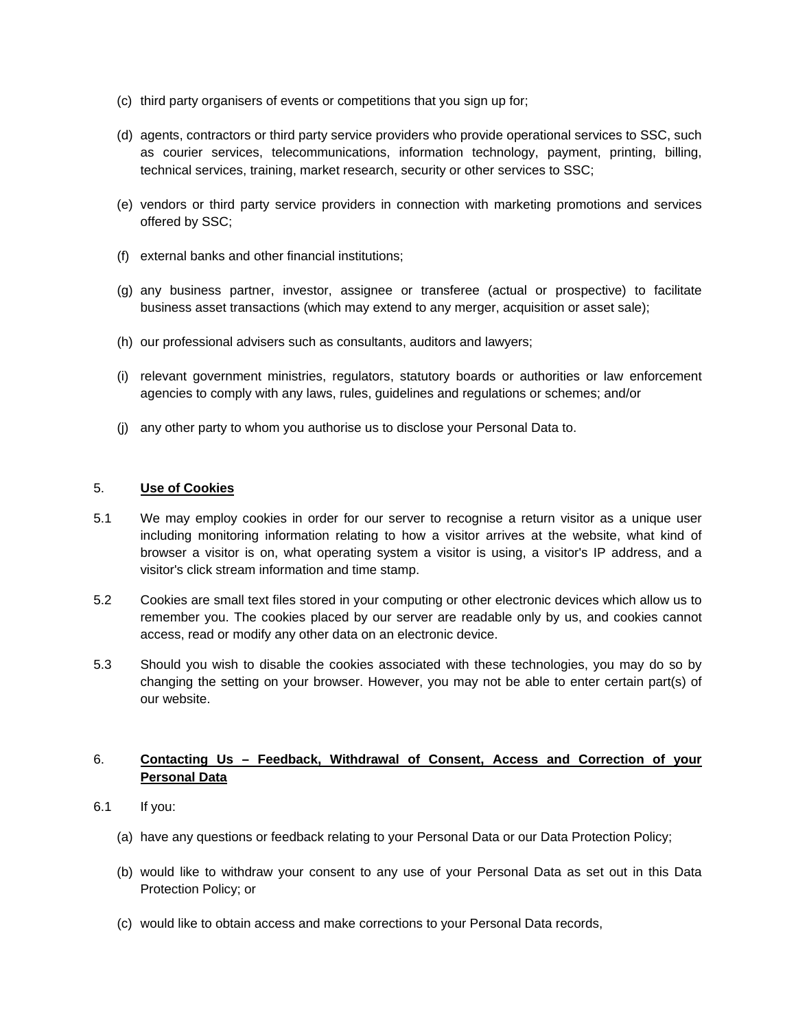(c) third party organisers of events or competitions that you sign up for;

(d) agents, contractors or third party service providers who provide operational services to SSC, such as courier services, telecommunications, information technology, payment, printing, billing, technical services, training, market research, security or other services to SSC;

(e) vendors or third party service providers in connection with marketing promotions and services offered by SSC;

(f) external banks and other financial institutions;

(g) any business partner, investor, assignee or transferee (actual or prospective) to facilitate business asset transactions (which may extend to any merger, acquisition or asset sale);

(h) our professional advisers such as consultants, auditors and lawyers;

(i) relevant government ministries, regulators, statutory boards or authorities or law enforcement agencies to comply with any laws, rules, guidelines and regulations or schemes; and/or

(j) any other party to whom you authorise us to disclose your Personal Data to.

5. **Use of Cookies**

5.1 We may employ cookies in order for our server to recognise a return visitor as a unique user including monitoring information relating to how a visitor arrives at the website, what kind of browser a visitor is on, what operating system a visitor is using, a visitor's IP address, and a visitor's click stream information and time stamp.

5.2 Cookies are small text files stored in your computing or other electronic devices which allow us to remember you. The cookies placed by our server are readable only by us, and cookies cannot access, read or modify any other data on an electronic device.

5.3 Should you wish to disable the cookies associated with these technologies, you may do so by changing the setting on your browser. However, you may not be able to enter certain part(s) of our website.

6. **Contacting Us – Feedback, Withdrawal of Consent, Access and Correction of your Personal Data**

6.1 If you:

(a) have any questions or feedback relating to your Personal Data or our Data Protection Policy;

(b) would like to withdraw your consent to any use of your Personal Data as set out in this Data Protection Policy; or

(c) would like to obtain access and make corrections to your Personal Data records,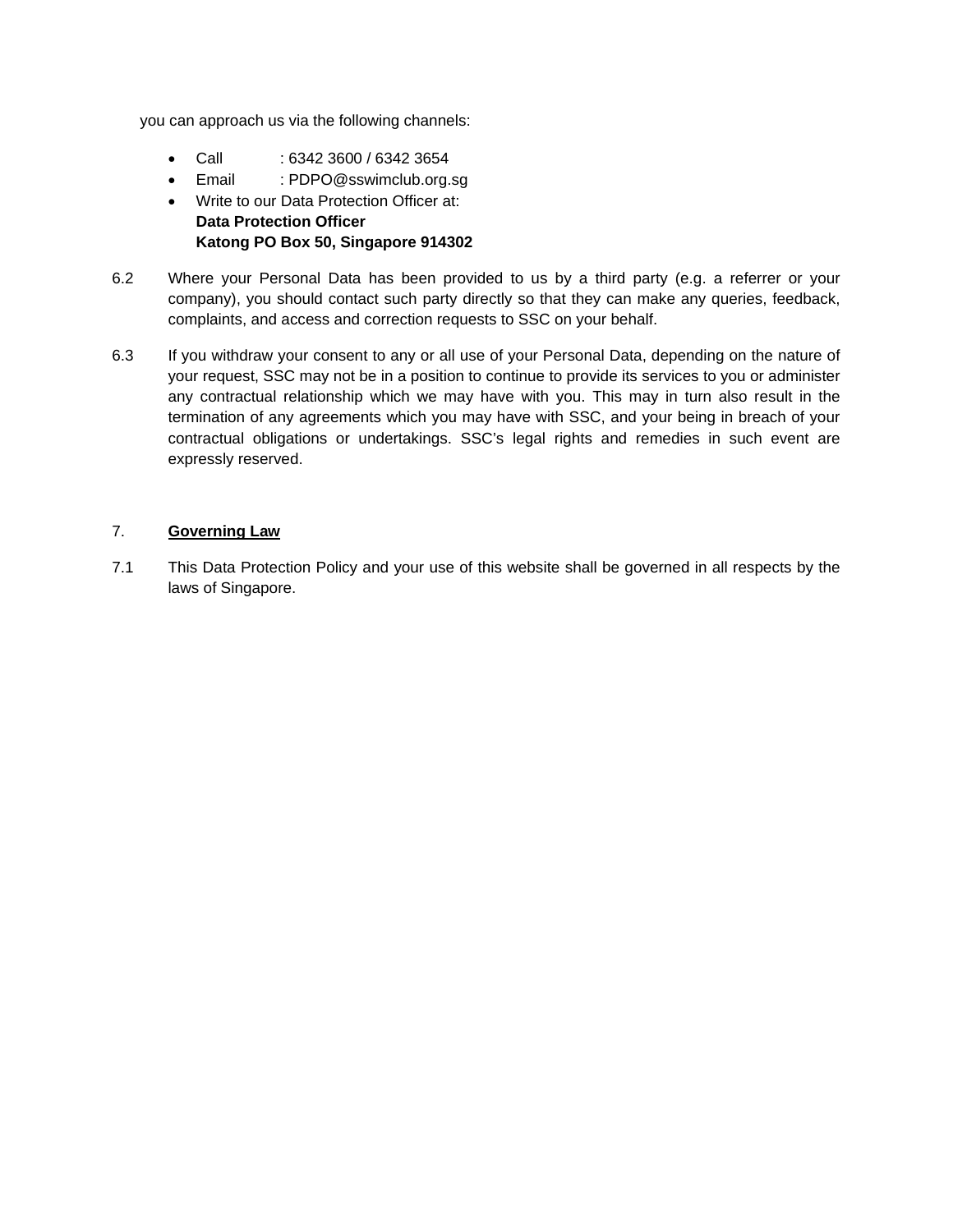you can approach us via the following channels:

- Call : 6342 3600 / 6342 3654
- Email : PDPO@sswimclub.org.sg
- Write to our Data Protection Officer at:
  **Data Protection Officer**
  **Katong PO Box 50, Singapore 914302**

6.2 Where your Personal Data has been provided to us by a third party (e.g. a referrer or your company), you should contact such party directly so that they can make any queries, feedback, complaints, and access and correction requests to SSC on your behalf.

6.3 If you withdraw your consent to any or all use of your Personal Data, depending on the nature of your request, SSC may not be in a position to continue to provide its services to you or administer any contractual relationship which we may have with you. This may in turn also result in the termination of any agreements which you may have with SSC, and your being in breach of your contractual obligations or undertakings. SSC's legal rights and remedies in such event are expressly reserved.

## 7. **Governing Law**

7.1 This Data Protection Policy and your use of this website shall be governed in all respects by the laws of Singapore.